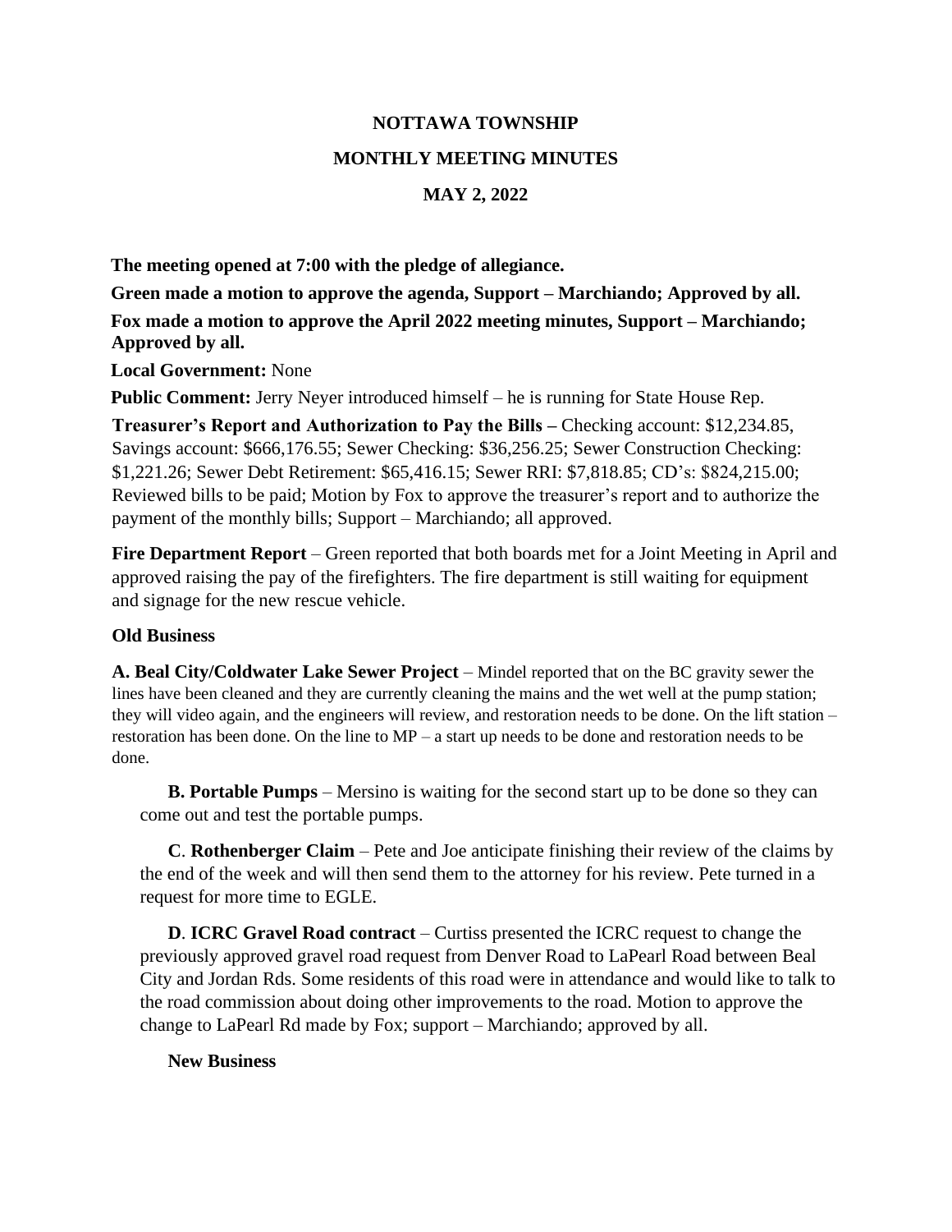# NOTTAWA TOWNSHIP

## MONTHLY MEETING MINUTES

## MAY 2, 2022

**The meeting opened at 7:00 with the pledge of allegiance.**

**Green made a motion to approve the agenda, Support – Marchiando; Approved by all.**

**Fox made a motion to approve the April 2022 meeting minutes, Support – Marchiando; Approved by all.**

**Local Government:** None

**Public Comment:** Jerry Neyer introduced himself – he is running for State House Rep.

**Treasurer's Report and Authorization to Pay the Bills –** Checking account: $12,234.85, Savings account: $666,176.55; Sewer Checking: $36,256.25; Sewer Construction Checking: $1,221.26; Sewer Debt Retirement: $65,416.15; Sewer RRI: $7,818.85; CD's: $824,215.00; Reviewed bills to be paid; Motion by Fox to approve the treasurer's report and to authorize the payment of the monthly bills; Support – Marchiando; all approved.

**Fire Department Report** – Green reported that both boards met for a Joint Meeting in April and approved raising the pay of the firefighters. The fire department is still waiting for equipment and signage for the new rescue vehicle.

**Old Business**

**A. Beal City/Coldwater Lake Sewer Project** – Mindel reported that on the BC gravity sewer the lines have been cleaned and they are currently cleaning the mains and the wet well at the pump station; they will video again, and the engineers will review, and restoration needs to be done. On the lift station – restoration has been done. On the line to MP – a start up needs to be done and restoration needs to be done.

**B. Portable Pumps** – Mersino is waiting for the second start up to be done so they can come out and test the portable pumps.

**C**. **Rothenberger Claim** – Pete and Joe anticipate finishing their review of the claims by the end of the week and will then send them to the attorney for his review. Pete turned in a request for more time to EGLE.

**D**. **ICRC Gravel Road contract** – Curtiss presented the ICRC request to change the previously approved gravel road request from Denver Road to LaPearl Road between Beal City and Jordan Rds. Some residents of this road were in attendance and would like to talk to the road commission about doing other improvements to the road. Motion to approve the change to LaPearl Rd made by Fox; support – Marchiando; approved by all.

**New Business**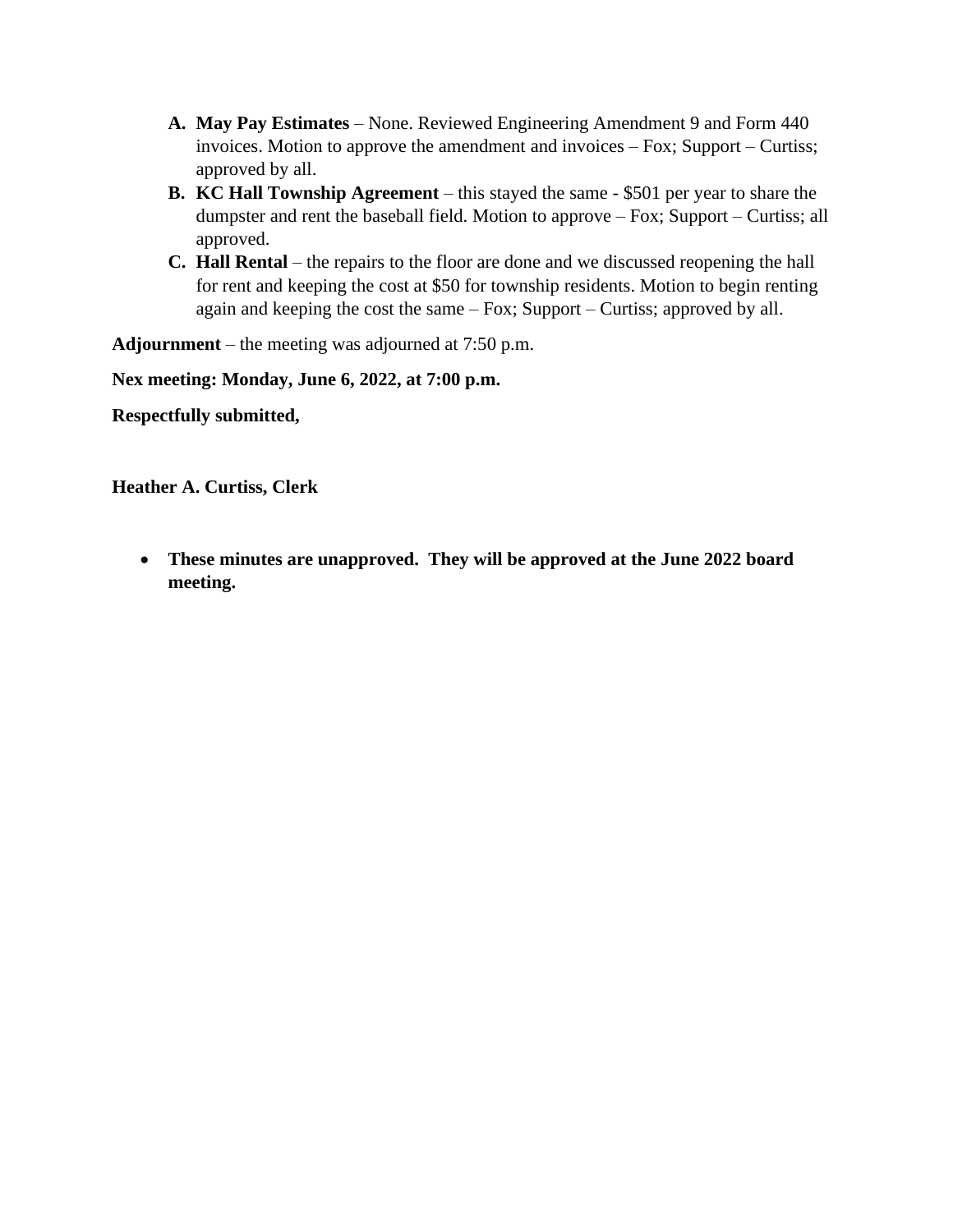A. **May Pay Estimates** – None. Reviewed Engineering Amendment 9 and Form 440 invoices. Motion to approve the amendment and invoices – Fox; Support – Curtiss; approved by all.
B. **KC Hall Township Agreement** – this stayed the same - $501 per year to share the dumpster and rent the baseball field. Motion to approve – Fox; Support – Curtiss; all approved.
C. **Hall Rental** – the repairs to the floor are done and we discussed reopening the hall for rent and keeping the cost at $50 for township residents. Motion to begin renting again and keeping the cost the same – Fox; Support – Curtiss; approved by all.

**Adjournment** – the meeting was adjourned at 7:50 p.m.

**Nex meeting: Monday, June 6, 2022, at 7:00 p.m.**

**Respectfully submitted,**

**Heather A. Curtiss, Clerk**

- **These minutes are unapproved. They will be approved at the June 2022 board meeting.**